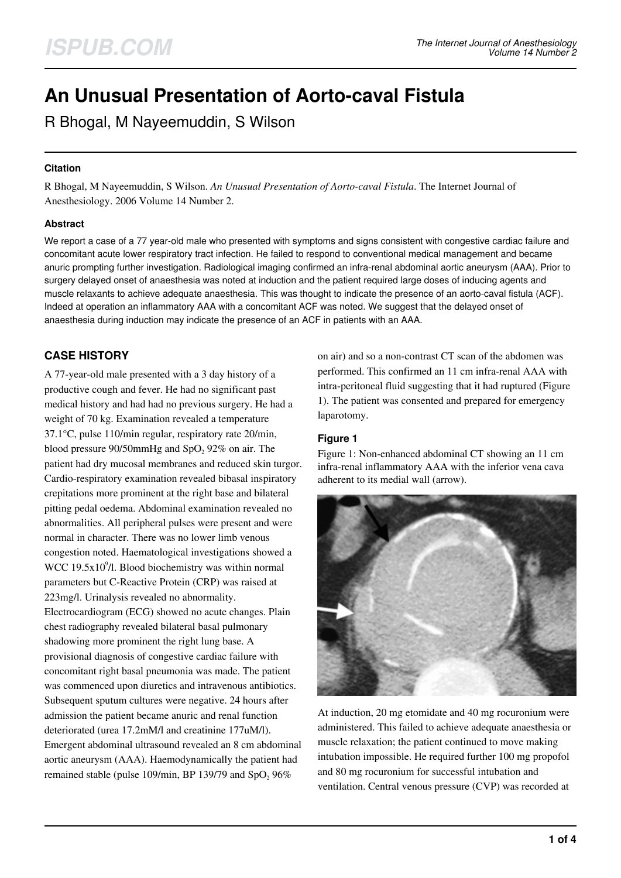# An Unusual Presentation of Aorto-caval Fistula

R Bhogal, M Nayeemuddin, S Wilson

### Citation

R Bhogal, M Nayeemuddin, S Wilson. *An Unusual Presentation of Aorto-caval Fistula*. The Internet Journal of Anesthesiology. 2006 Volume 14 Number 2.

### Abstract

We report a case of a 77 year-old male who presented with symptoms and signs consistent with congestive cardiac failure and concomitant acute lower respiratory tract infection. He failed to respond to conventional medical management and became anuric prompting further investigation. Radiological imaging confirmed an infra-renal abdominal aortic aneurysm (AAA). Prior to surgery delayed onset of anaesthesia was noted at induction and the patient required large doses of inducing agents and muscle relaxants to achieve adequate anaesthesia. This was thought to indicate the presence of an aorto-caval fistula (ACF). Indeed at operation an inflammatory AAA with a concomitant ACF was noted. We suggest that the delayed onset of anaesthesia during induction may indicate the presence of an ACF in patients with an AAA.

## CASE HISTORY

A 77-year-old male presented with a 3 day history of a productive cough and fever. He had no significant past medical history and had had no previous surgery. He had a weight of 70 kg. Examination revealed a temperature 37.1°C, pulse 110/min regular, respiratory rate 20/min, blood pressure 90/50mmHg and $SpO_2$ 92% on air. The patient had dry mucosal membranes and reduced skin turgor. Cardio-respiratory examination revealed bibasal inspiratory crepitations more prominent at the right base and bilateral pitting pedal oedema. Abdominal examination revealed no abnormalities. All peripheral pulses were present and were normal in character. There was no lower limb venous congestion noted. Haematological investigations showed a WCC $19.5x10^9$/l. Blood biochemistry was within normal parameters but C-Reactive Protein (CRP) was raised at 223mg/l. Urinalysis revealed no abnormality. Electrocardiogram (ECG) showed no acute changes. Plain chest radiography revealed bilateral basal pulmonary shadowing more prominent the right lung base. A provisional diagnosis of congestive cardiac failure with concomitant right basal pneumonia was made. The patient was commenced upon diuretics and intravenous antibiotics. Subsequent sputum cultures were negative. 24 hours after admission the patient became anuric and renal function deteriorated (urea 17.2mM/l and creatinine 177uM/l). Emergent abdominal ultrasound revealed an 8 cm abdominal aortic aneurysm (AAA). Haemodynamically the patient had remained stable (pulse 109/min, BP 139/79 and $SpO_2$ 96% on air) and so a non-contrast CT scan of the abdomen was performed. This confirmed an 11 cm infra-renal AAA with intra-peritoneal fluid suggesting that it had ruptured (Figure 1). The patient was consented and prepared for emergency laparotomy.

### Figure 1

Figure 1: Non-enhanced abdominal CT showing an 11 cm infra-renal inflammatory AAA with the inferior vena cava adherent to its medial wall (arrow).

At induction, 20 mg etomidate and 40 mg rocuronium were administered. This failed to achieve adequate anaesthesia or muscle relaxation; the patient continued to move making intubation impossible. He required further 100 mg propofol and 80 mg rocuronium for successful intubation and ventilation. Central venous pressure (CVP) was recorded at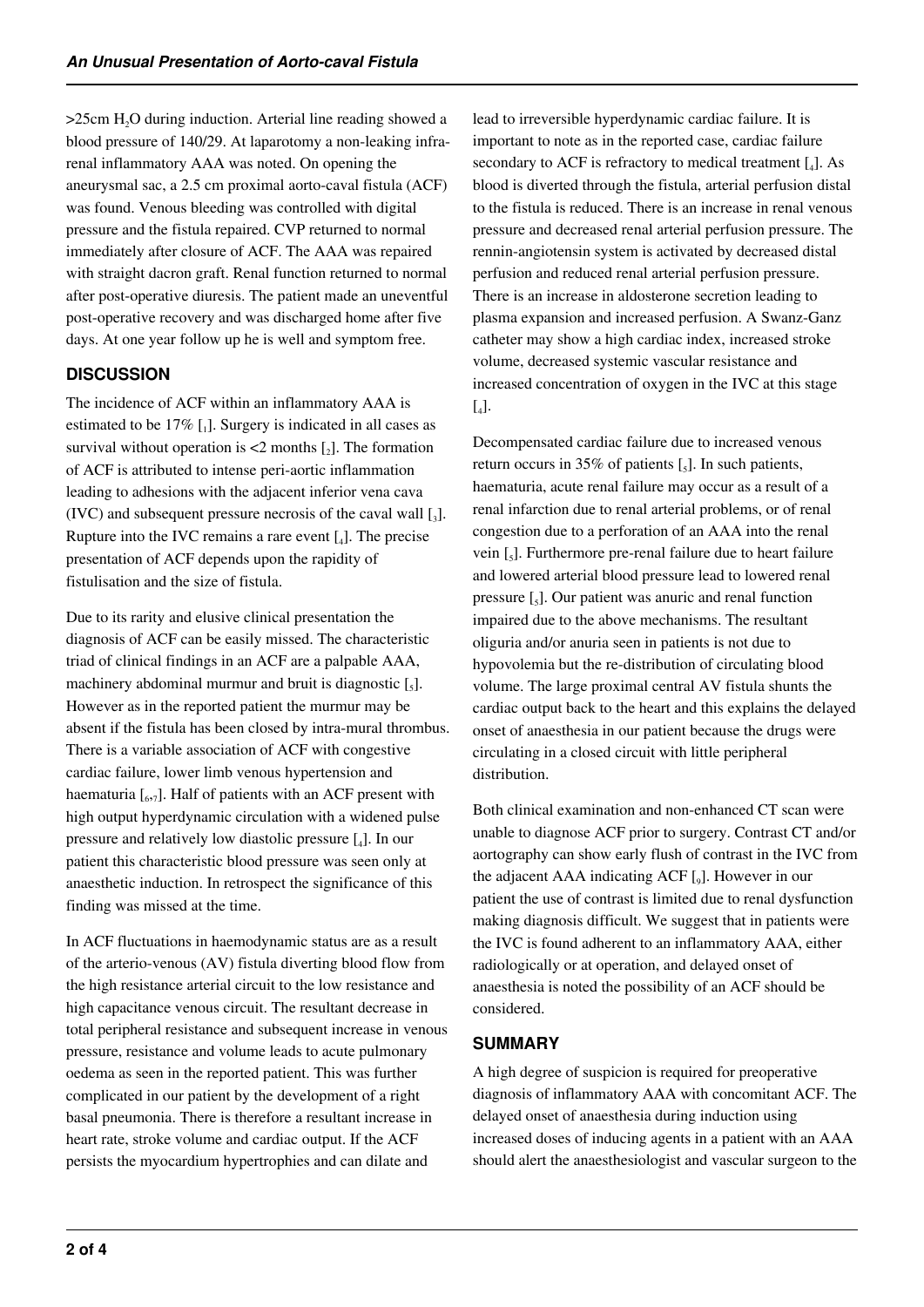>25cm $H_2O$ during induction. Arterial line reading showed a blood pressure of 140/29. At laparotomy a non-leaking infra-renal inflammatory AAA was noted. On opening the aneurysmal sac, a 2.5 cm proximal aorto-caval fistula (ACF) was found. Venous bleeding was controlled with digital pressure and the fistula repaired. CVP returned to normal immediately after closure of ACF. The AAA was repaired with straight dacron graft. Renal function returned to normal after post-operative diuresis. The patient made an uneventful post-operative recovery and was discharged home after five days. At one year follow up he is well and symptom free.

## DISCUSSION

The incidence of ACF within an inflammatory AAA is estimated to be 17% [1]. Surgery is indicated in all cases as survival without operation is <2 months [2]. The formation of ACF is attributed to intense peri-aortic inflammation leading to adhesions with the adjacent inferior vena cava (IVC) and subsequent pressure necrosis of the caval wall [3]. Rupture into the IVC remains a rare event [4]. The precise presentation of ACF depends upon the rapidity of fistulisation and the size of fistula.

Due to its rarity and elusive clinical presentation the diagnosis of ACF can be easily missed. The characteristic triad of clinical findings in an ACF are a palpable AAA, machinery abdominal murmur and bruit is diagnostic [5]. However as in the reported patient the murmur may be absent if the fistula has been closed by intra-mural thrombus. There is a variable association of ACF with congestive cardiac failure, lower limb venous hypertension and haematuria [6,7]. Half of patients with an ACF present with high output hyperdynamic circulation with a widened pulse pressure and relatively low diastolic pressure [4]. In our patient this characteristic blood pressure was seen only at anaesthetic induction. In retrospect the significance of this finding was missed at the time.

In ACF fluctuations in haemodynamic status are as a result of the arterio-venous (AV) fistula diverting blood flow from the high resistance arterial circuit to the low resistance and high capacitance venous circuit. The resultant decrease in total peripheral resistance and subsequent increase in venous pressure, resistance and volume leads to acute pulmonary oedema as seen in the reported patient. This was further complicated in our patient by the development of a right basal pneumonia. There is therefore a resultant increase in heart rate, stroke volume and cardiac output. If the ACF persists the myocardium hypertrophies and can dilate and lead to irreversible hyperdynamic cardiac failure. It is important to note as in the reported case, cardiac failure secondary to ACF is refractory to medical treatment [4]. As blood is diverted through the fistula, arterial perfusion distal to the fistula is reduced. There is an increase in renal venous pressure and decreased renal arterial perfusion pressure. The rennin-angiotensin system is activated by decreased distal perfusion and reduced renal arterial perfusion pressure. There is an increase in aldosterone secretion leading to plasma expansion and increased perfusion. A Swanz-Ganz catheter may show a high cardiac index, increased stroke volume, decreased systemic vascular resistance and increased concentration of oxygen in the IVC at this stage [4].

Decompensated cardiac failure due to increased venous return occurs in 35% of patients [5]. In such patients, haematuria, acute renal failure may occur as a result of a renal infarction due to renal arterial problems, or of renal congestion due to a perforation of an AAA into the renal vein [5]. Furthermore pre-renal failure due to heart failure and lowered arterial blood pressure lead to lowered renal pressure [5]. Our patient was anuric and renal function impaired due to the above mechanisms. The resultant oliguria and/or anuria seen in patients is not due to hypovolemia but the re-distribution of circulating blood volume. The large proximal central AV fistula shunts the cardiac output back to the heart and this explains the delayed onset of anaesthesia in our patient because the drugs were circulating in a closed circuit with little peripheral distribution.

Both clinical examination and non-enhanced CT scan were unable to diagnose ACF prior to surgery. Contrast CT and/or aortography can show early flush of contrast in the IVC from the adjacent AAA indicating ACF [9]. However in our patient the use of contrast is limited due to renal dysfunction making diagnosis difficult. We suggest that in patients were the IVC is found adherent to an inflammatory AAA, either radiologically or at operation, and delayed onset of anaesthesia is noted the possibility of an ACF should be considered.

## SUMMARY

A high degree of suspicion is required for preoperative diagnosis of inflammatory AAA with concomitant ACF. The delayed onset of anaesthesia during induction using increased doses of inducing agents in a patient with an AAA should alert the anaesthesiologist and vascular surgeon to the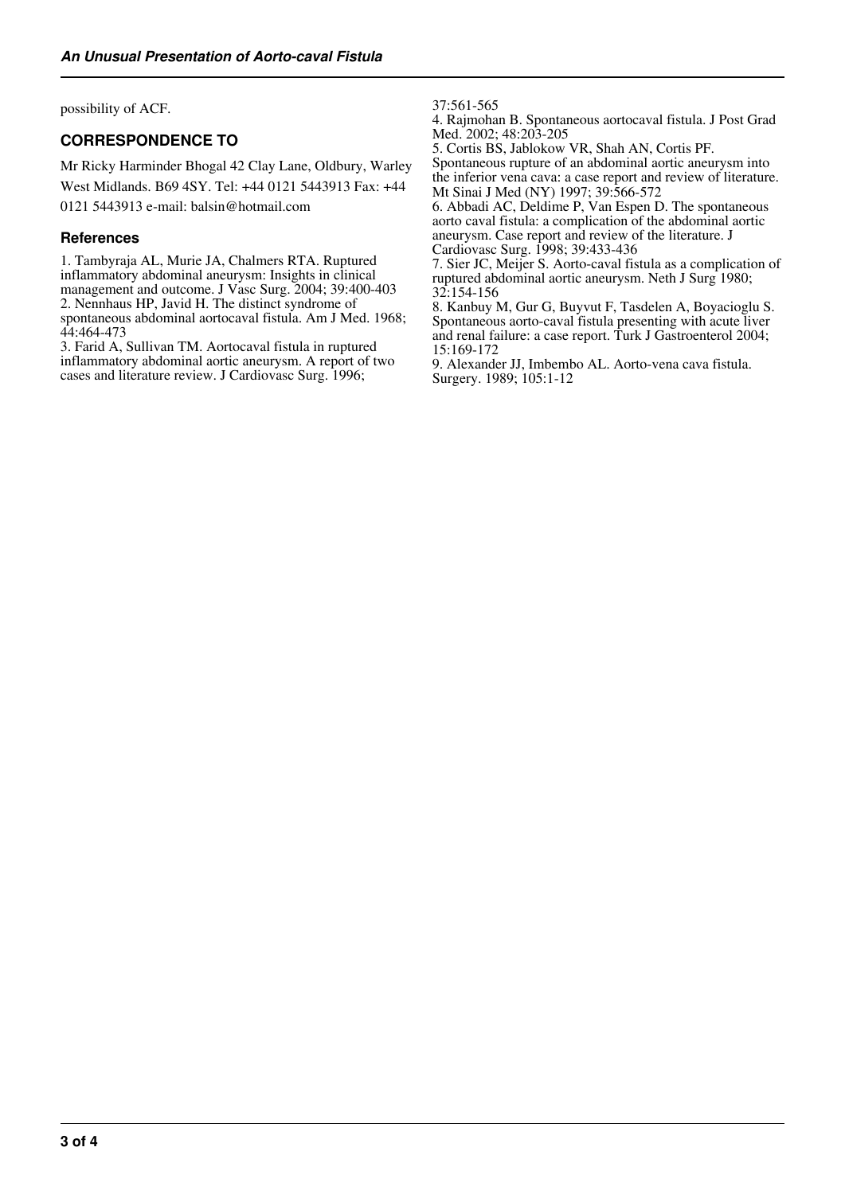possibility of ACF.

## CORRESPONDENCE TO

Mr Ricky Harminder Bhogal 42 Clay Lane, Oldbury, Warley West Midlands. B69 4SY. Tel: +44 0121 5443913 Fax: +44 0121 5443913 e-mail: balsin@hotmail.com

### References

1. Tambyraja AL, Murie JA, Chalmers RTA. Ruptured inflammatory abdominal aneurysm: Insights in clinical management and outcome. J Vasc Surg. 2004; 39:400-403
2. Nennhaus HP, Javid H. The distinct syndrome of spontaneous abdominal aortocaval fistula. Am J Med. 1968; 44:464-473
3. Farid A, Sullivan TM. Aortocaval fistula in ruptured inflammatory abdominal aortic aneurysm. A report of two cases and literature review. J Cardiovasc Surg. 1996; 37:561-565
4. Rajmohan B. Spontaneous aortocaval fistula. J Post Grad Med. 2002; 48:203-205
5. Cortis BS, Jablokow VR, Shah AN, Cortis PF. Spontaneous rupture of an abdominal aortic aneurysm into the inferior vena cava: a case report and review of literature. Mt Sinai J Med (NY) 1997; 39:566-572
6. Abbadi AC, Deldime P, Van Espen D. The spontaneous aorto caval fistula: a complication of the abdominal aortic aneurysm. Case report and review of the literature. J Cardiovasc Surg. 1998; 39:433-436
7. Sier JC, Meijer S. Aorto-caval fistula as a complication of ruptured abdominal aortic aneurysm. Neth J Surg 1980; 32:154-156
8. Kanbuy M, Gur G, Buyvut F, Tasdelen A, Boyacioglu S. Spontaneous aorto-caval fistula presenting with acute liver and renal failure: a case report. Turk J Gastroenterol 2004; 15:169-172
9. Alexander JJ, Imbembo AL. Aorto-vena cava fistula. Surgery. 1989; 105:1-12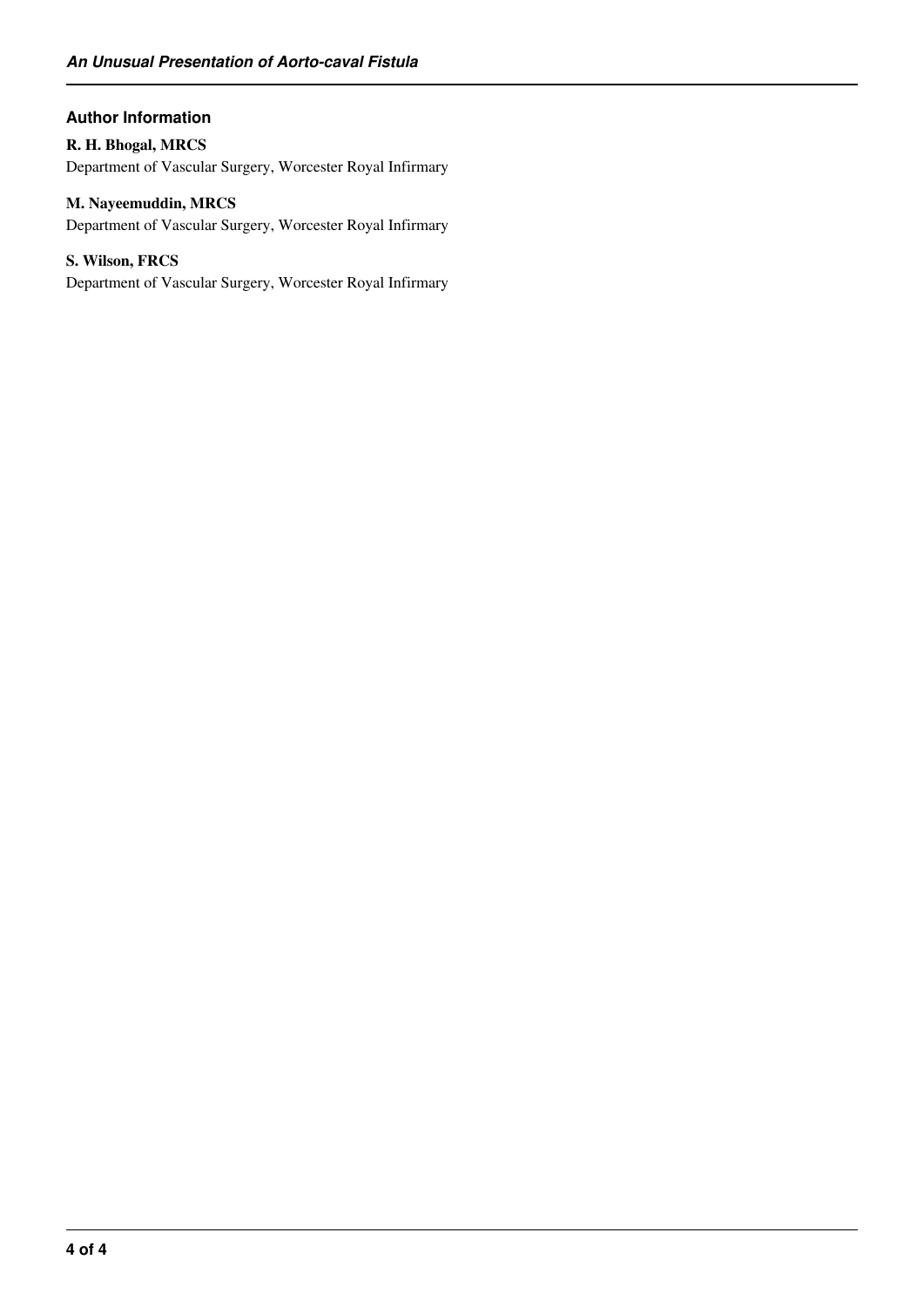## Author Information

**R. H. Bhogal, MRCS**
Department of Vascular Surgery, Worcester Royal Infirmary

**M. Nayeemuddin, MRCS**
Department of Vascular Surgery, Worcester Royal Infirmary

**S. Wilson, FRCS**
Department of Vascular Surgery, Worcester Royal Infirmary